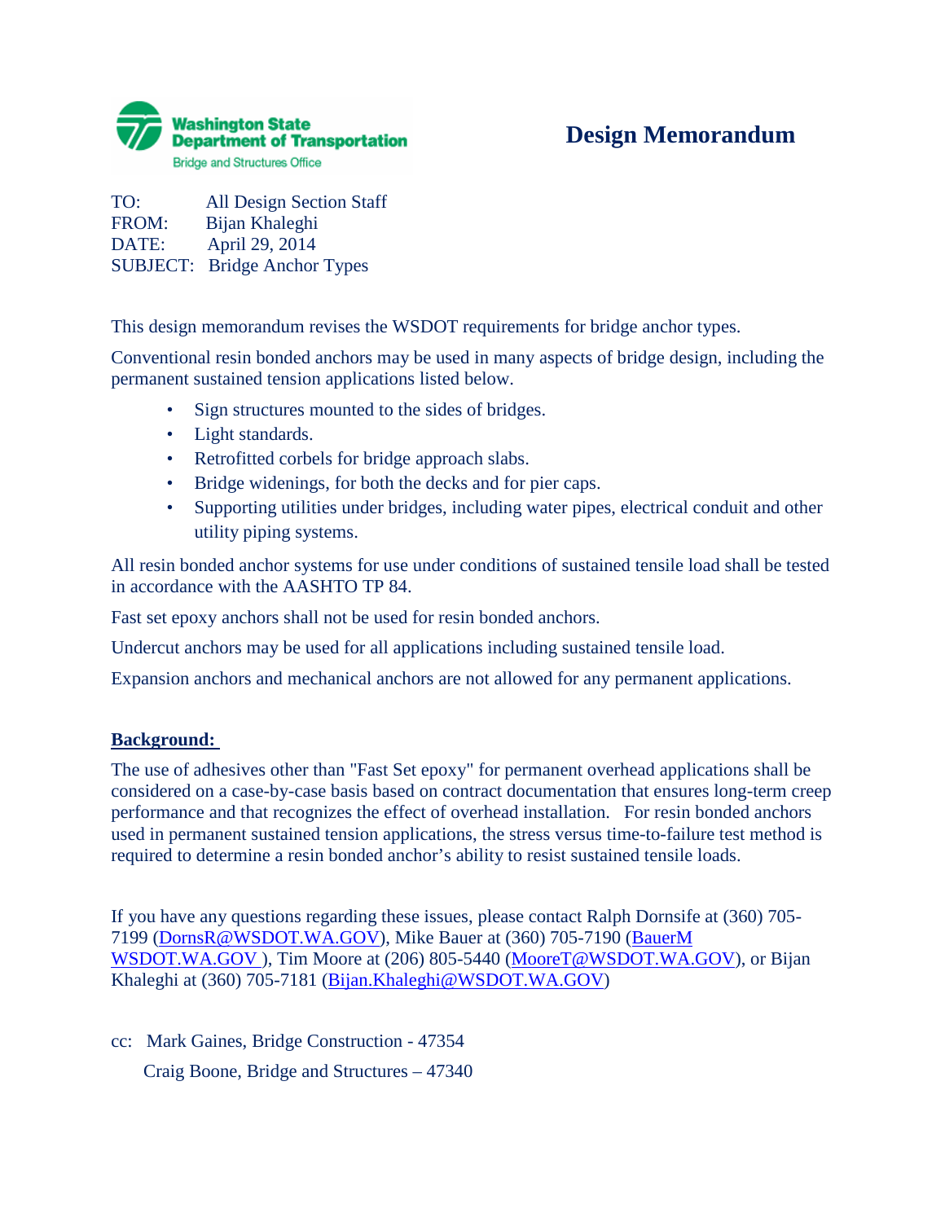Washington State Department of Transportation
Bridge and Structures Office

# Design Memorandum

TO: All Design Section Staff
FROM: Bijan Khaleghi
DATE: April 29, 2014
SUBJECT: Bridge Anchor Types

This design memorandum revises the WSDOT requirements for bridge anchor types.

Conventional resin bonded anchors may be used in many aspects of bridge design, including the permanent sustained tension applications listed below.

- Sign structures mounted to the sides of bridges.
- Light standards.
- Retrofitted corbels for bridge approach slabs.
- Bridge widenings, for both the decks and for pier caps.
- Supporting utilities under bridges, including water pipes, electrical conduit and other utility piping systems.

All resin bonded anchor systems for use under conditions of sustained tensile load shall be tested in accordance with the AASHTO TP 84.

Fast set epoxy anchors shall not be used for resin bonded anchors.

Undercut anchors may be used for all applications including sustained tensile load.

Expansion anchors and mechanical anchors are not allowed for any permanent applications.

**Background:**

The use of adhesives other than "Fast Set epoxy" for permanent overhead applications shall be considered on a case-by-case basis based on contract documentation that ensures long-term creep performance and that recognizes the effect of overhead installation. For resin bonded anchors used in permanent sustained tension applications, the stress versus time-to-failure test method is required to determine a resin bonded anchor's ability to resist sustained tensile loads.

If you have any questions regarding these issues, please contact Ralph Dornsife at (360) 705-7199 (DornsR@WSDOT.WA.GOV), Mike Bauer at (360) 705-7190 (BauerM WSDOT.WA.GOV ), Tim Moore at (206) 805-5440 (MooreT@WSDOT.WA.GOV), or Bijan Khaleghi at (360) 705-7181 (Bijan.Khaleghi@WSDOT.WA.GOV)

cc: Mark Gaines, Bridge Construction - 47354

Craig Boone, Bridge and Structures – 47340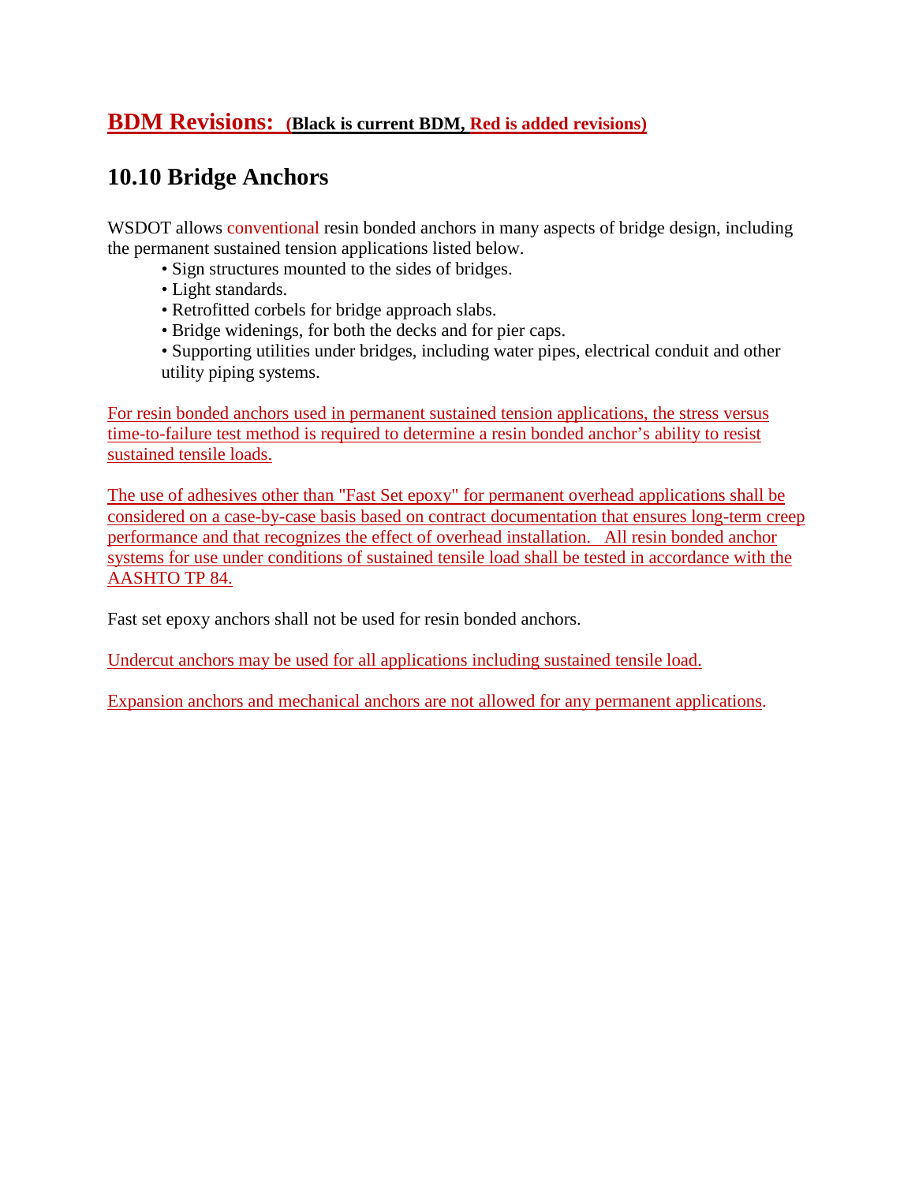## BDM Revisions: **(Black is current BDM, Red is added revisions)**

## 10.10 Bridge Anchors

WSDOT allows conventional resin bonded anchors in many aspects of bridge design, including the permanent sustained tension applications listed below.

- Sign structures mounted to the sides of bridges.
- Light standards.
- Retrofitted corbels for bridge approach slabs.
- Bridge widenings, for both the decks and for pier caps.
- Supporting utilities under bridges, including water pipes, electrical conduit and other utility piping systems.

For resin bonded anchors used in permanent sustained tension applications, the stress versus time-to-failure test method is required to determine a resin bonded anchor's ability to resist sustained tensile loads.

The use of adhesives other than "Fast Set epoxy" for permanent overhead applications shall be considered on a case-by-case basis based on contract documentation that ensures long-term creep performance and that recognizes the effect of overhead installation. All resin bonded anchor systems for use under conditions of sustained tensile load shall be tested in accordance with the AASHTO TP 84.

Fast set epoxy anchors shall not be used for resin bonded anchors.

Undercut anchors may be used for all applications including sustained tensile load.

Expansion anchors and mechanical anchors are not allowed for any permanent applications.